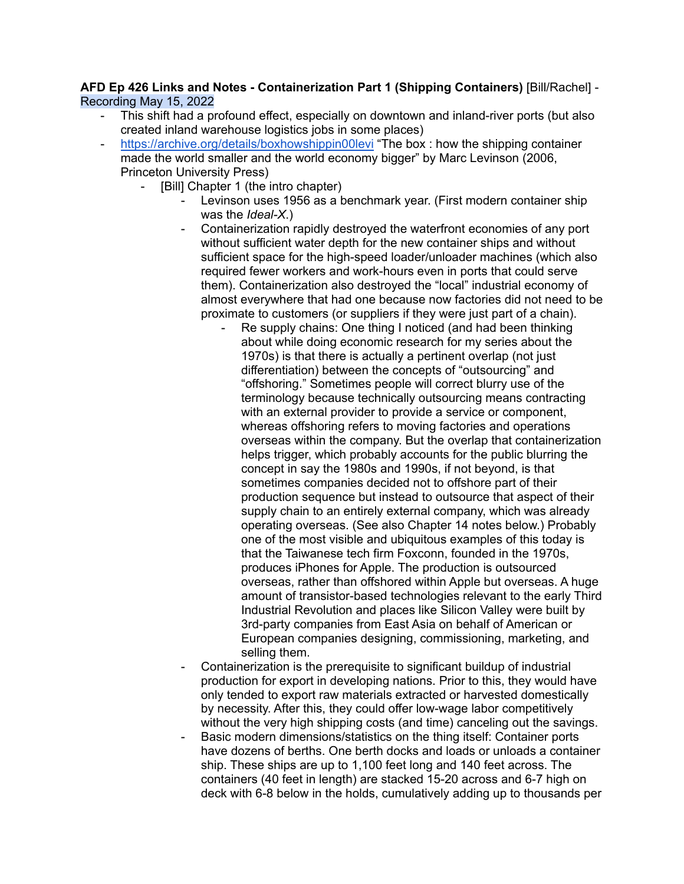**AFD Ep 426 Links and Notes - Containerization Part 1 (Shipping Containers)** [Bill/Rachel] - Recording May 15, 2022

- This shift had a profound effect, especially on downtown and inland-river ports (but also created inland warehouse logistics jobs in some places)
- https://archive.org/details/boxhowshippin00levi "The box : how the shipping container made the world smaller and the world economy bigger" by Marc Levinson (2006, Princeton University Press)
  - [Bill] Chapter 1 (the intro chapter)
    - Levinson uses 1956 as a benchmark year. (First modern container ship was the *Ideal-X*.)
    - Containerization rapidly destroyed the waterfront economies of any port without sufficient water depth for the new container ships and without sufficient space for the high-speed loader/unloader machines (which also required fewer workers and work-hours even in ports that could serve them). Containerization also destroyed the "local" industrial economy of almost everywhere that had one because now factories did not need to be proximate to customers (or suppliers if they were just part of a chain).
      - Re supply chains: One thing I noticed (and had been thinking about while doing economic research for my series about the 1970s) is that there is actually a pertinent overlap (not just differentiation) between the concepts of "outsourcing" and "offshoring." Sometimes people will correct blurry use of the terminology because technically outsourcing means contracting with an external provider to provide a service or component, whereas offshoring refers to moving factories and operations overseas within the company. But the overlap that containerization helps trigger, which probably accounts for the public blurring the concept in say the 1980s and 1990s, if not beyond, is that sometimes companies decided not to offshore part of their production sequence but instead to outsource that aspect of their supply chain to an entirely external company, which was already operating overseas. (See also Chapter 14 notes below.) Probably one of the most visible and ubiquitous examples of this today is that the Taiwanese tech firm Foxconn, founded in the 1970s, produces iPhones for Apple. The production is outsourced overseas, rather than offshored within Apple but overseas. A huge amount of transistor-based technologies relevant to the early Third Industrial Revolution and places like Silicon Valley were built by 3rd-party companies from East Asia on behalf of American or European companies designing, commissioning, marketing, and selling them.
    - Containerization is the prerequisite to significant buildup of industrial production for export in developing nations. Prior to this, they would have only tended to export raw materials extracted or harvested domestically by necessity. After this, they could offer low-wage labor competitively without the very high shipping costs (and time) canceling out the savings.
    - Basic modern dimensions/statistics on the thing itself: Container ports have dozens of berths. One berth docks and loads or unloads a container ship. These ships are up to 1,100 feet long and 140 feet across. The containers (40 feet in length) are stacked 15-20 across and 6-7 high on deck with 6-8 below in the holds, cumulatively adding up to thousands per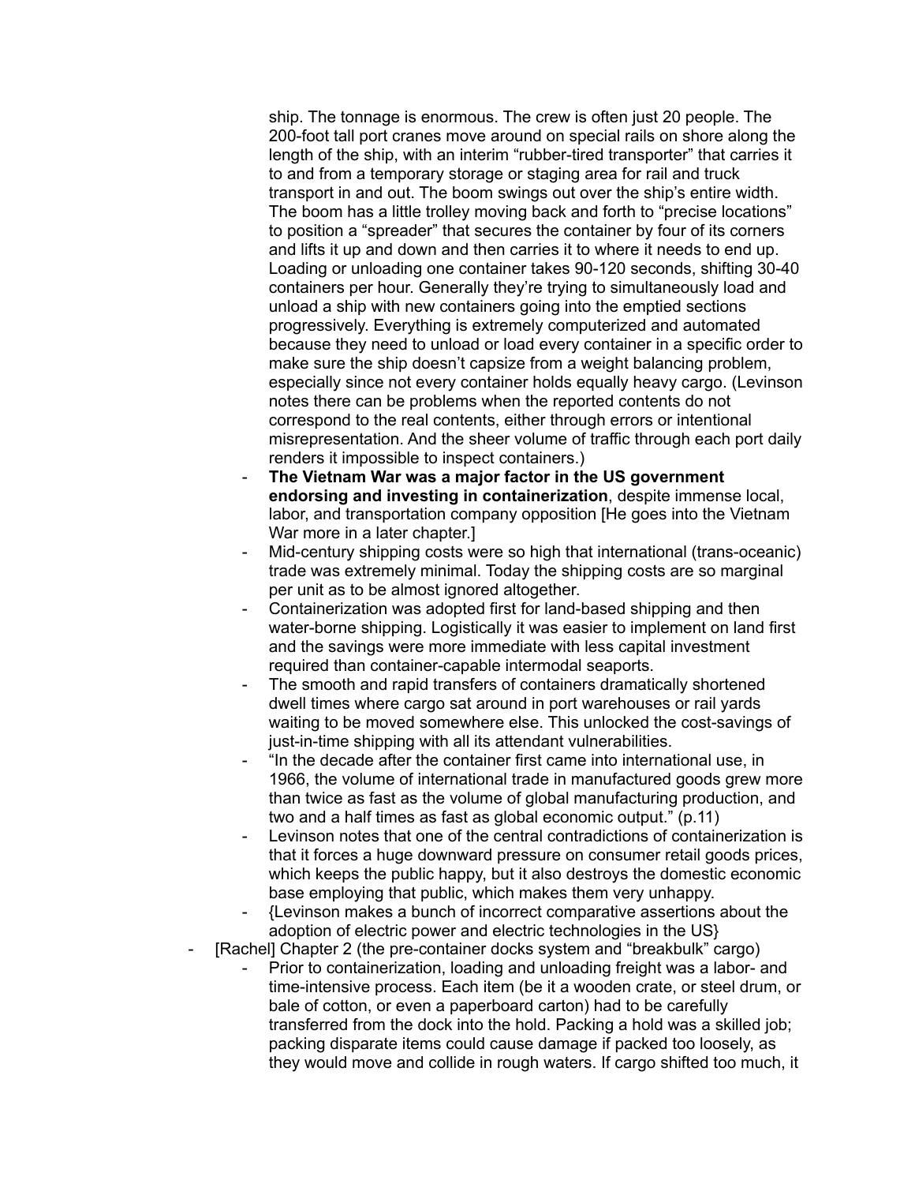ship. The tonnage is enormous. The crew is often just 20 people. The 200-foot tall port cranes move around on special rails on shore along the length of the ship, with an interim "rubber-tired transporter" that carries it to and from a temporary storage or staging area for rail and truck transport in and out. The boom swings out over the ship's entire width. The boom has a little trolley moving back and forth to "precise locations" to position a "spreader" that secures the container by four of its corners and lifts it up and down and then carries it to where it needs to end up. Loading or unloading one container takes 90-120 seconds, shifting 30-40 containers per hour. Generally they're trying to simultaneously load and unload a ship with new containers going into the emptied sections progressively. Everything is extremely computerized and automated because they need to unload or load every container in a specific order to make sure the ship doesn't capsize from a weight balancing problem, especially since not every container holds equally heavy cargo. (Levinson notes there can be problems when the reported contents do not correspond to the real contents, either through errors or intentional misrepresentation. And the sheer volume of traffic through each port daily renders it impossible to inspect containers.)

    - **The Vietnam War was a major factor in the US government endorsing and investing in containerization**, despite immense local, labor, and transportation company opposition [He goes into the Vietnam War more in a later chapter.]
    - Mid-century shipping costs were so high that international (trans-oceanic) trade was extremely minimal. Today the shipping costs are so marginal per unit as to be almost ignored altogether.
    - Containerization was adopted first for land-based shipping and then water-borne shipping. Logistically it was easier to implement on land first and the savings were more immediate with less capital investment required than container-capable intermodal seaports.
    - The smooth and rapid transfers of containers dramatically shortened dwell times where cargo sat around in port warehouses or rail yards waiting to be moved somewhere else. This unlocked the cost-savings of just-in-time shipping with all its attendant vulnerabilities.
    - "In the decade after the container first came into international use, in 1966, the volume of international trade in manufactured goods grew more than twice as fast as the volume of global manufacturing production, and two and a half times as fast as global economic output." (p.11)
    - Levinson notes that one of the central contradictions of containerization is that it forces a huge downward pressure on consumer retail goods prices, which keeps the public happy, but it also destroys the domestic economic base employing that public, which makes them very unhappy.
    - {Levinson makes a bunch of incorrect comparative assertions about the adoption of electric power and electric technologies in the US}
- [Rachel] Chapter 2 (the pre-container docks system and "breakbulk" cargo)
    - Prior to containerization, loading and unloading freight was a labor- and time-intensive process. Each item (be it a wooden crate, or steel drum, or bale of cotton, or even a paperboard carton) had to be carefully transferred from the dock into the hold. Packing a hold was a skilled job; packing disparate items could cause damage if packed too loosely, as they would move and collide in rough waters. If cargo shifted too much, it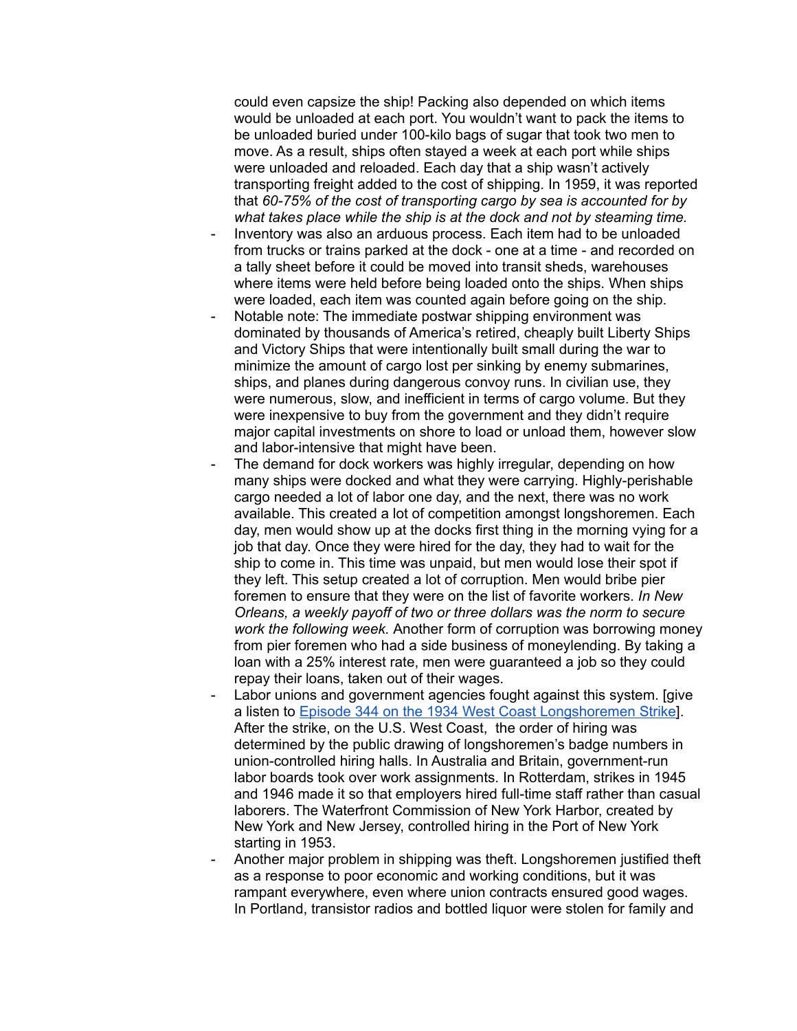could even capsize the ship! Packing also depended on which items would be unloaded at each port. You wouldn't want to pack the items to be unloaded buried under 100-kilo bags of sugar that took two men to move. As a result, ships often stayed a week at each port while ships were unloaded and reloaded. Each day that a ship wasn't actively transporting freight added to the cost of shipping. In 1959, it was reported that *60-75% of the cost of transporting cargo by sea is accounted for by what takes place while the ship is at the dock and not by steaming time.*

- Inventory was also an arduous process. Each item had to be unloaded from trucks or trains parked at the dock - one at a time - and recorded on a tally sheet before it could be moved into transit sheds, warehouses where items were held before being loaded onto the ships. When ships were loaded, each item was counted again before going on the ship.
- Notable note: The immediate postwar shipping environment was dominated by thousands of America's retired, cheaply built Liberty Ships and Victory Ships that were intentionally built small during the war to minimize the amount of cargo lost per sinking by enemy submarines, ships, and planes during dangerous convoy runs. In civilian use, they were numerous, slow, and inefficient in terms of cargo volume. But they were inexpensive to buy from the government and they didn't require major capital investments on shore to load or unload them, however slow and labor-intensive that might have been.
- The demand for dock workers was highly irregular, depending on how many ships were docked and what they were carrying. Highly-perishable cargo needed a lot of labor one day, and the next, there was no work available. This created a lot of competition amongst longshoremen. Each day, men would show up at the docks first thing in the morning vying for a job that day. Once they were hired for the day, they had to wait for the ship to come in. This time was unpaid, but men would lose their spot if they left. This setup created a lot of corruption. Men would bribe pier foremen to ensure that they were on the list of favorite workers. *In New Orleans, a weekly payoff of two or three dollars was the norm to secure work the following week.* Another form of corruption was borrowing money from pier foremen who had a side business of moneylending. By taking a loan with a 25% interest rate, men were guaranteed a job so they could repay their loans, taken out of their wages.
- Labor unions and government agencies fought against this system. [give a listen to Episode 344 on the 1934 West Coast Longshoremen Strike]. After the strike, on the U.S. West Coast, the order of hiring was determined by the public drawing of longshoremen's badge numbers in union-controlled hiring halls. In Australia and Britain, government-run labor boards took over work assignments. In Rotterdam, strikes in 1945 and 1946 made it so that employers hired full-time staff rather than casual laborers. The Waterfront Commission of New York Harbor, created by New York and New Jersey, controlled hiring in the Port of New York starting in 1953.
- Another major problem in shipping was theft. Longshoremen justified theft as a response to poor economic and working conditions, but it was rampant everywhere, even where union contracts ensured good wages. In Portland, transistor radios and bottled liquor were stolen for family and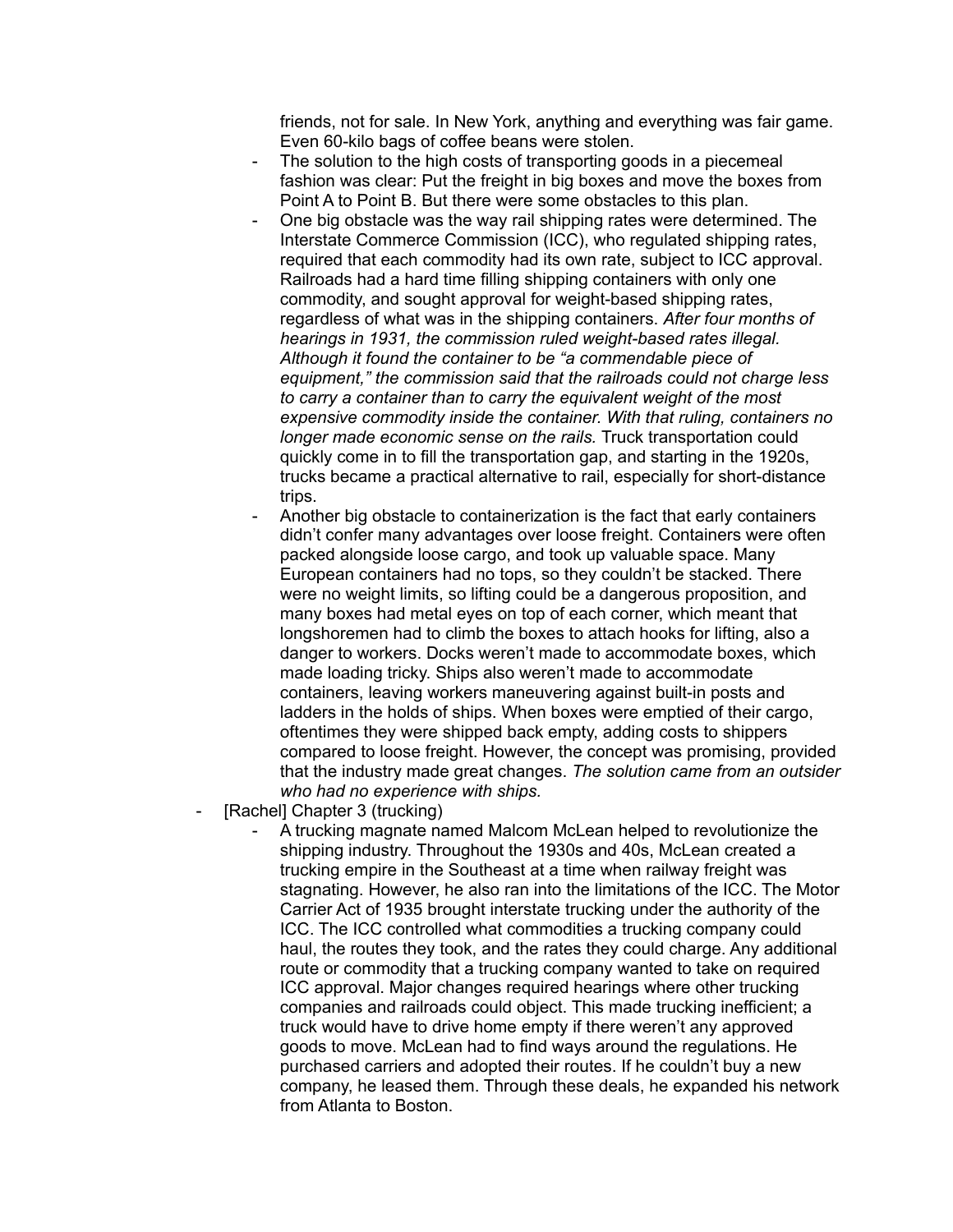friends, not for sale. In New York, anything and everything was fair game. Even 60-kilo bags of coffee beans were stolen.
    - The solution to the high costs of transporting goods in a piecemeal fashion was clear: Put the freight in big boxes and move the boxes from Point A to Point B. But there were some obstacles to this plan.
    - One big obstacle was the way rail shipping rates were determined. The Interstate Commerce Commission (ICC), who regulated shipping rates, required that each commodity had its own rate, subject to ICC approval. Railroads had a hard time filling shipping containers with only one commodity, and sought approval for weight-based shipping rates, regardless of what was in the shipping containers. *After four months of hearings in 1931, the commission ruled weight-based rates illegal. Although it found the container to be "a commendable piece of equipment," the commission said that the railroads could not charge less to carry a container than to carry the equivalent weight of the most expensive commodity inside the container. With that ruling, containers no longer made economic sense on the rails.* Truck transportation could quickly come in to fill the transportation gap, and starting in the 1920s, trucks became a practical alternative to rail, especially for short-distance trips.
    - Another big obstacle to containerization is the fact that early containers didn't confer many advantages over loose freight. Containers were often packed alongside loose cargo, and took up valuable space. Many European containers had no tops, so they couldn't be stacked. There were no weight limits, so lifting could be a dangerous proposition, and many boxes had metal eyes on top of each corner, which meant that longshoremen had to climb the boxes to attach hooks for lifting, also a danger to workers. Docks weren't made to accommodate boxes, which made loading tricky. Ships also weren't made to accommodate containers, leaving workers maneuvering against built-in posts and ladders in the holds of ships. When boxes were emptied of their cargo, oftentimes they were shipped back empty, adding costs to shippers compared to loose freight. However, the concept was promising, provided that the industry made great changes. *The solution came from an outsider who had no experience with ships.*
- [Rachel] Chapter 3 (trucking)
    - A trucking magnate named Malcom McLean helped to revolutionize the shipping industry. Throughout the 1930s and 40s, McLean created a trucking empire in the Southeast at a time when railway freight was stagnating. However, he also ran into the limitations of the ICC. The Motor Carrier Act of 1935 brought interstate trucking under the authority of the ICC. The ICC controlled what commodities a trucking company could haul, the routes they took, and the rates they could charge. Any additional route or commodity that a trucking company wanted to take on required ICC approval. Major changes required hearings where other trucking companies and railroads could object. This made trucking inefficient; a truck would have to drive home empty if there weren't any approved goods to move. McLean had to find ways around the regulations. He purchased carriers and adopted their routes. If he couldn't buy a new company, he leased them. Through these deals, he expanded his network from Atlanta to Boston.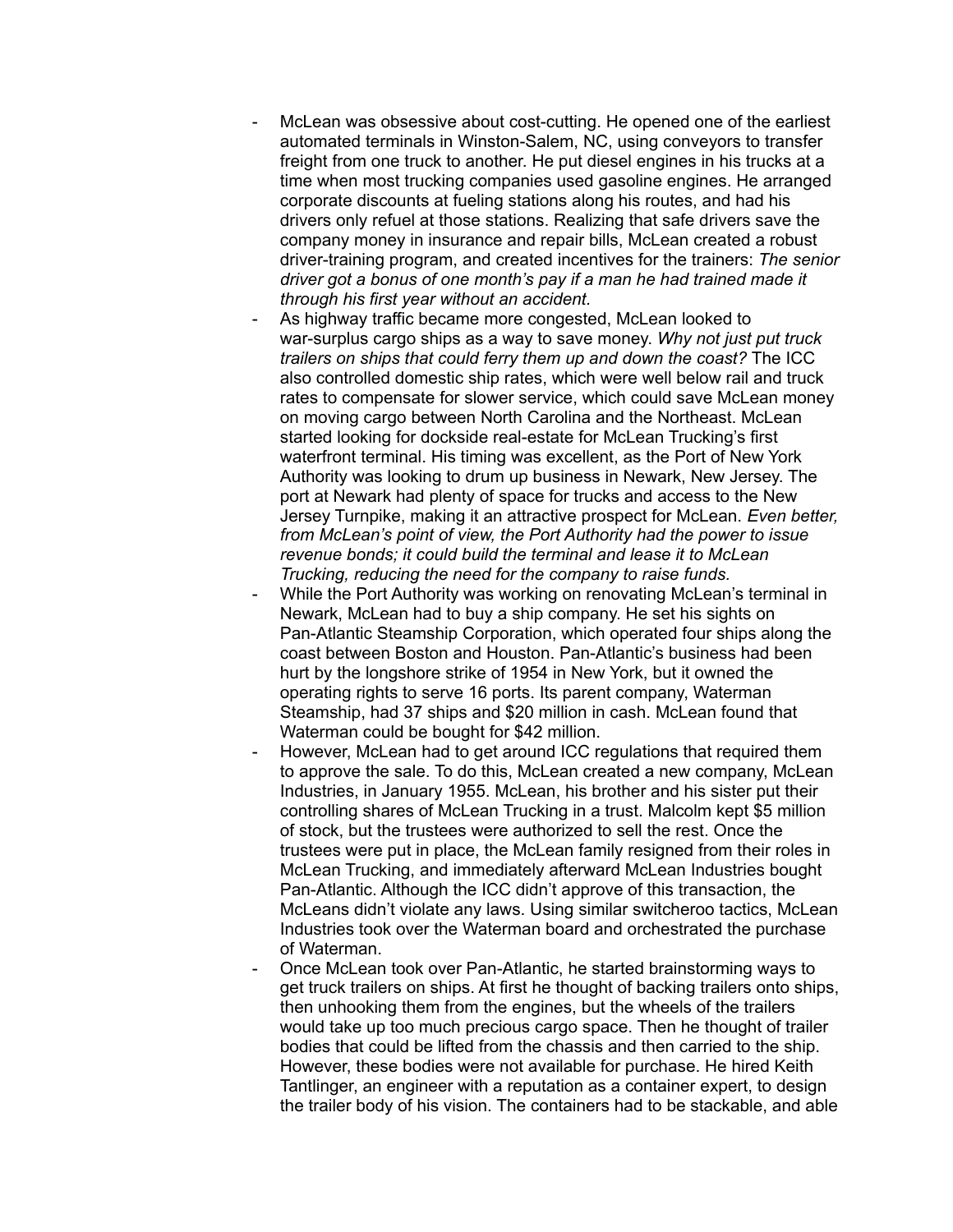- McLean was obsessive about cost-cutting. He opened one of the earliest automated terminals in Winston-Salem, NC, using conveyors to transfer freight from one truck to another. He put diesel engines in his trucks at a time when most trucking companies used gasoline engines. He arranged corporate discounts at fueling stations along his routes, and had his drivers only refuel at those stations. Realizing that safe drivers save the company money in insurance and repair bills, McLean created a robust driver-training program, and created incentives for the trainers: *The senior driver got a bonus of one month's pay if a man he had trained made it through his first year without an accident.*
- As highway traffic became more congested, McLean looked to war-surplus cargo ships as a way to save money. *Why not just put truck trailers on ships that could ferry them up and down the coast?* The ICC also controlled domestic ship rates, which were well below rail and truck rates to compensate for slower service, which could save McLean money on moving cargo between North Carolina and the Northeast. McLean started looking for dockside real-estate for McLean Trucking's first waterfront terminal. His timing was excellent, as the Port of New York Authority was looking to drum up business in Newark, New Jersey. The port at Newark had plenty of space for trucks and access to the New Jersey Turnpike, making it an attractive prospect for McLean. *Even better, from McLean's point of view, the Port Authority had the power to issue revenue bonds; it could build the terminal and lease it to McLean Trucking, reducing the need for the company to raise funds.*
- While the Port Authority was working on renovating McLean's terminal in Newark, McLean had to buy a ship company. He set his sights on Pan-Atlantic Steamship Corporation, which operated four ships along the coast between Boston and Houston. Pan-Atlantic's business had been hurt by the longshore strike of 1954 in New York, but it owned the operating rights to serve 16 ports. Its parent company, Waterman Steamship, had 37 ships and $20 million in cash. McLean found that Waterman could be bought for $42 million.
- However, McLean had to get around ICC regulations that required them to approve the sale. To do this, McLean created a new company, McLean Industries, in January 1955. McLean, his brother and his sister put their controlling shares of McLean Trucking in a trust. Malcolm kept $5 million of stock, but the trustees were authorized to sell the rest. Once the trustees were put in place, the McLean family resigned from their roles in McLean Trucking, and immediately afterward McLean Industries bought Pan-Atlantic. Although the ICC didn't approve of this transaction, the McLeans didn't violate any laws. Using similar switcheroo tactics, McLean Industries took over the Waterman board and orchestrated the purchase of Waterman.
- Once McLean took over Pan-Atlantic, he started brainstorming ways to get truck trailers on ships. At first he thought of backing trailers onto ships, then unhooking them from the engines, but the wheels of the trailers would take up too much precious cargo space. Then he thought of trailer bodies that could be lifted from the chassis and then carried to the ship. However, these bodies were not available for purchase. He hired Keith Tantlinger, an engineer with a reputation as a container expert, to design the trailer body of his vision. The containers had to be stackable, and able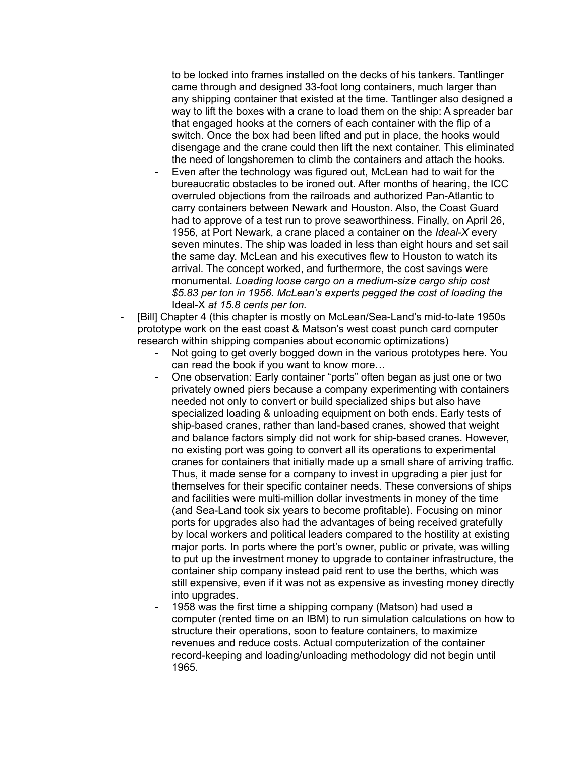- to be locked into frames installed on the decks of his tankers. Tantlinger came through and designed 33-foot long containers, much larger than any shipping container that existed at the time. Tantlinger also designed a way to lift the boxes with a crane to load them on the ship: A spreader bar that engaged hooks at the corners of each container with the flip of a switch. Once the box had been lifted and put in place, the hooks would disengage and the crane could then lift the next container. This eliminated the need of longshoremen to climb the containers and attach the hooks.
    - Even after the technology was figured out, McLean had to wait for the bureaucratic obstacles to be ironed out. After months of hearing, the ICC overruled objections from the railroads and authorized Pan-Atlantic to carry containers between Newark and Houston. Also, the Coast Guard had to approve of a test run to prove seaworthiness. Finally, on April 26, 1956, at Port Newark, a crane placed a container on the *Ideal-X* every seven minutes. The ship was loaded in less than eight hours and set sail the same day. McLean and his executives flew to Houston to watch its arrival. The concept worked, and furthermore, the cost savings were monumental. *Loading loose cargo on a medium-size cargo ship cost $5.83 per ton in 1956. McLean's experts pegged the cost of loading the* Ideal-X *at 15.8 cents per ton.*
- [Bill] Chapter 4 (this chapter is mostly on McLean/Sea-Land's mid-to-late 1950s prototype work on the east coast & Matson's west coast punch card computer research within shipping companies about economic optimizations)
    - Not going to get overly bogged down in the various prototypes here. You can read the book if you want to know more…
    - One observation: Early container "ports" often began as just one or two privately owned piers because a company experimenting with containers needed not only to convert or build specialized ships but also have specialized loading & unloading equipment on both ends. Early tests of ship-based cranes, rather than land-based cranes, showed that weight and balance factors simply did not work for ship-based cranes. However, no existing port was going to convert all its operations to experimental cranes for containers that initially made up a small share of arriving traffic. Thus, it made sense for a company to invest in upgrading a pier just for themselves for their specific container needs. These conversions of ships and facilities were multi-million dollar investments in money of the time (and Sea-Land took six years to become profitable). Focusing on minor ports for upgrades also had the advantages of being received gratefully by local workers and political leaders compared to the hostility at existing major ports. In ports where the port's owner, public or private, was willing to put up the investment money to upgrade to container infrastructure, the container ship company instead paid rent to use the berths, which was still expensive, even if it was not as expensive as investing money directly into upgrades.
    - 1958 was the first time a shipping company (Matson) had used a computer (rented time on an IBM) to run simulation calculations on how to structure their operations, soon to feature containers, to maximize revenues and reduce costs. Actual computerization of the container record-keeping and loading/unloading methodology did not begin until 1965.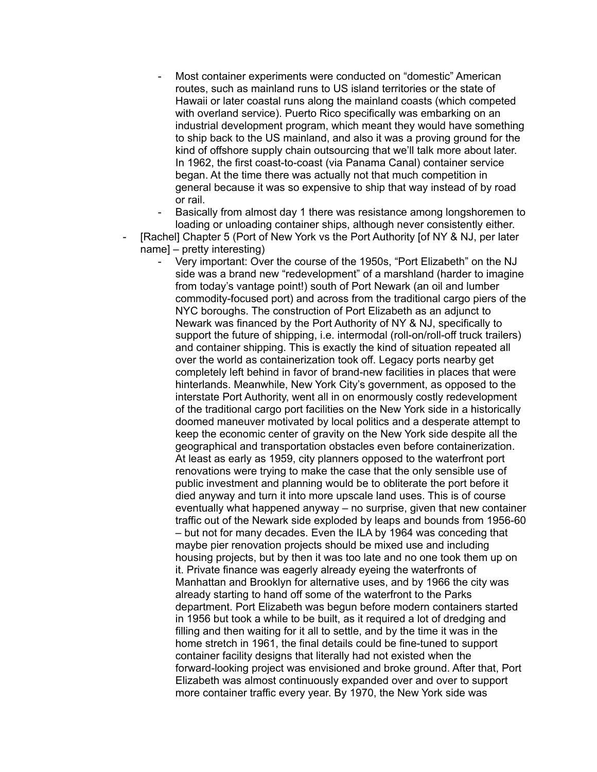- Most container experiments were conducted on "domestic" American routes, such as mainland runs to US island territories or the state of Hawaii or later coastal runs along the mainland coasts (which competed with overland service). Puerto Rico specifically was embarking on an industrial development program, which meant they would have something to ship back to the US mainland, and also it was a proving ground for the kind of offshore supply chain outsourcing that we'll talk more about later. In 1962, the first coast-to-coast (via Panama Canal) container service began. At the time there was actually not that much competition in general because it was so expensive to ship that way instead of by road or rail.
    - Basically from almost day 1 there was resistance among longshoremen to loading or unloading container ships, although never consistently either.
- [Rachel] Chapter 5 (Port of New York vs the Port Authority [of NY & NJ, per later name] – pretty interesting)
    - Very important: Over the course of the 1950s, "Port Elizabeth" on the NJ side was a brand new "redevelopment" of a marshland (harder to imagine from today's vantage point!) south of Port Newark (an oil and lumber commodity-focused port) and across from the traditional cargo piers of the NYC boroughs. The construction of Port Elizabeth as an adjunct to Newark was financed by the Port Authority of NY & NJ, specifically to support the future of shipping, i.e. intermodal (roll-on/roll-off truck trailers) and container shipping. This is exactly the kind of situation repeated all over the world as containerization took off. Legacy ports nearby get completely left behind in favor of brand-new facilities in places that were hinterlands. Meanwhile, New York City's government, as opposed to the interstate Port Authority, went all in on enormously costly redevelopment of the traditional cargo port facilities on the New York side in a historically doomed maneuver motivated by local politics and a desperate attempt to keep the economic center of gravity on the New York side despite all the geographical and transportation obstacles even before containerization. At least as early as 1959, city planners opposed to the waterfront port renovations were trying to make the case that the only sensible use of public investment and planning would be to obliterate the port before it died anyway and turn it into more upscale land uses. This is of course eventually what happened anyway – no surprise, given that new container traffic out of the Newark side exploded by leaps and bounds from 1956-60 – but not for many decades. Even the ILA by 1964 was conceding that maybe pier renovation projects should be mixed use and including housing projects, but by then it was too late and no one took them up on it. Private finance was eagerly already eyeing the waterfronts of Manhattan and Brooklyn for alternative uses, and by 1966 the city was already starting to hand off some of the waterfront to the Parks department. Port Elizabeth was begun before modern containers started in 1956 but took a while to be built, as it required a lot of dredging and filling and then waiting for it all to settle, and by the time it was in the home stretch in 1961, the final details could be fine-tuned to support container facility designs that literally had not existed when the forward-looking project was envisioned and broke ground. After that, Port Elizabeth was almost continuously expanded over and over to support more container traffic every year. By 1970, the New York side was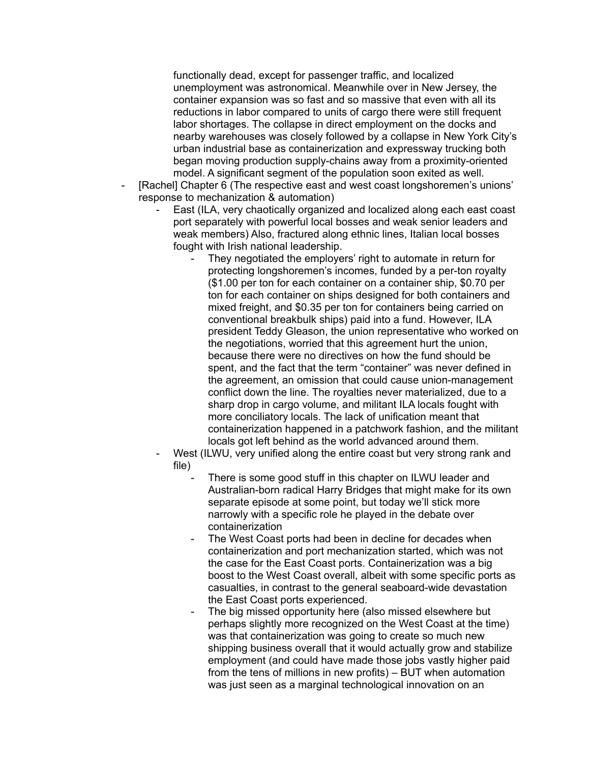functionally dead, except for passenger traffic, and localized unemployment was astronomical. Meanwhile over in New Jersey, the container expansion was so fast and so massive that even with all its reductions in labor compared to units of cargo there were still frequent labor shortages. The collapse in direct employment on the docks and nearby warehouses was closely followed by a collapse in New York City's urban industrial base as containerization and expressway trucking both began moving production supply-chains away from a proximity-oriented model. A significant segment of the population soon exited as well.

- [Rachel] Chapter 6 (The respective east and west coast longshoremen's unions' response to mechanization & automation)
    - East (ILA, very chaotically organized and localized along each east coast port separately with powerful local bosses and weak senior leaders and weak members) Also, fractured along ethnic lines, Italian local bosses fought with Irish national leadership.
        - They negotiated the employers' right to automate in return for protecting longshoremen's incomes, funded by a per-ton royalty ($1.00 per ton for each container on a container ship, $0.70 per ton for each container on ships designed for both containers and mixed freight, and $0.35 per ton for containers being carried on conventional breakbulk ships) paid into a fund. However, ILA president Teddy Gleason, the union representative who worked on the negotiations, worried that this agreement hurt the union, because there were no directives on how the fund should be spent, and the fact that the term "container" was never defined in the agreement, an omission that could cause union-management conflict down the line. The royalties never materialized, due to a sharp drop in cargo volume, and militant ILA locals fought with more conciliatory locals. The lack of unification meant that containerization happened in a patchwork fashion, and the militant locals got left behind as the world advanced around them.
    - West (ILWU, very unified along the entire coast but very strong rank and file)
        - There is some good stuff in this chapter on ILWU leader and Australian-born radical Harry Bridges that might make for its own separate episode at some point, but today we'll stick more narrowly with a specific role he played in the debate over containerization
        - The West Coast ports had been in decline for decades when containerization and port mechanization started, which was not the case for the East Coast ports. Containerization was a big boost to the West Coast overall, albeit with some specific ports as casualties, in contrast to the general seaboard-wide devastation the East Coast ports experienced.
        - The big missed opportunity here (also missed elsewhere but perhaps slightly more recognized on the West Coast at the time) was that containerization was going to create so much new shipping business overall that it would actually grow and stabilize employment (and could have made those jobs vastly higher paid from the tens of millions in new profits) – BUT when automation was just seen as a marginal technological innovation on an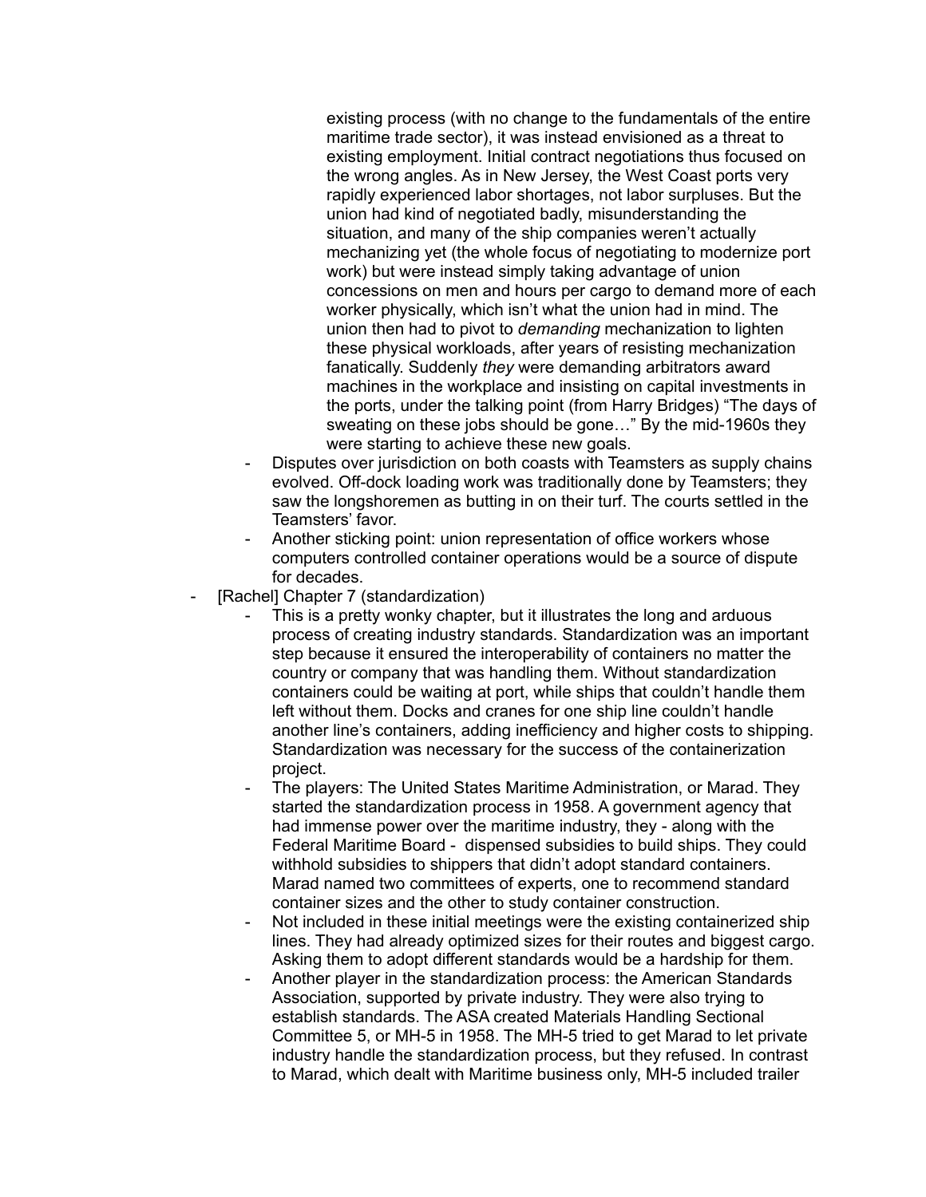- existing process (with no change to the fundamentals of the entire maritime trade sector), it was instead envisioned as a threat to existing employment. Initial contract negotiations thus focused on the wrong angles. As in New Jersey, the West Coast ports very rapidly experienced labor shortages, not labor surpluses. But the union had kind of negotiated badly, misunderstanding the situation, and many of the ship companies weren't actually mechanizing yet (the whole focus of negotiating to modernize port work) but were instead simply taking advantage of union concessions on men and hours per cargo to demand more of each worker physically, which isn't what the union had in mind. The union then had to pivot to *demanding* mechanization to lighten these physical workloads, after years of resisting mechanization fanatically. Suddenly *they* were demanding arbitrators award machines in the workplace and insisting on capital investments in the ports, under the talking point (from Harry Bridges) "The days of sweating on these jobs should be gone…" By the mid-1960s they were starting to achieve these new goals.
  - Disputes over jurisdiction on both coasts with Teamsters as supply chains evolved. Off-dock loading work was traditionally done by Teamsters; they saw the longshoremen as butting in on their turf. The courts settled in the Teamsters' favor.
  - Another sticking point: union representation of office workers whose computers controlled container operations would be a source of dispute for decades.
- [Rachel] Chapter 7 (standardization)
  - This is a pretty wonky chapter, but it illustrates the long and arduous process of creating industry standards. Standardization was an important step because it ensured the interoperability of containers no matter the country or company that was handling them. Without standardization containers could be waiting at port, while ships that couldn't handle them left without them. Docks and cranes for one ship line couldn't handle another line's containers, adding inefficiency and higher costs to shipping. Standardization was necessary for the success of the containerization project.
  - The players: The United States Maritime Administration, or Marad. They started the standardization process in 1958. A government agency that had immense power over the maritime industry, they - along with the Federal Maritime Board - dispensed subsidies to build ships. They could withhold subsidies to shippers that didn't adopt standard containers. Marad named two committees of experts, one to recommend standard container sizes and the other to study container construction.
  - Not included in these initial meetings were the existing containerized ship lines. They had already optimized sizes for their routes and biggest cargo. Asking them to adopt different standards would be a hardship for them.
  - Another player in the standardization process: the American Standards Association, supported by private industry. They were also trying to establish standards. The ASA created Materials Handling Sectional Committee 5, or MH-5 in 1958. The MH-5 tried to get Marad to let private industry handle the standardization process, but they refused. In contrast to Marad, which dealt with Maritime business only, MH-5 included trailer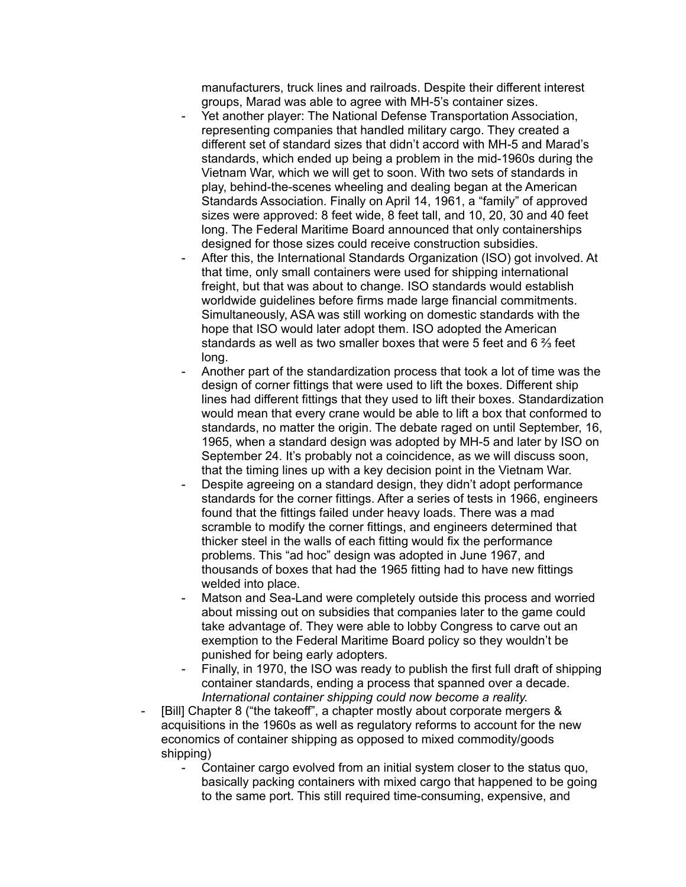manufacturers, truck lines and railroads. Despite their different interest groups, Marad was able to agree with MH-5's container sizes.

- Yet another player: The National Defense Transportation Association, representing companies that handled military cargo. They created a different set of standard sizes that didn't accord with MH-5 and Marad's standards, which ended up being a problem in the mid-1960s during the Vietnam War, which we will get to soon. With two sets of standards in play, behind-the-scenes wheeling and dealing began at the American Standards Association. Finally on April 14, 1961, a "family" of approved sizes were approved: 8 feet wide, 8 feet tall, and 10, 20, 30 and 40 feet long. The Federal Maritime Board announced that only containerships designed for those sizes could receive construction subsidies.
- After this, the International Standards Organization (ISO) got involved. At that time, only small containers were used for shipping international freight, but that was about to change. ISO standards would establish worldwide guidelines before firms made large financial commitments. Simultaneously, ASA was still working on domestic standards with the hope that ISO would later adopt them. ISO adopted the American standards as well as two smaller boxes that were 5 feet and 6 ⅔ feet long.
- Another part of the standardization process that took a lot of time was the design of corner fittings that were used to lift the boxes. Different ship lines had different fittings that they used to lift their boxes. Standardization would mean that every crane would be able to lift a box that conformed to standards, no matter the origin. The debate raged on until September, 16, 1965, when a standard design was adopted by MH-5 and later by ISO on September 24. It's probably not a coincidence, as we will discuss soon, that the timing lines up with a key decision point in the Vietnam War.
- Despite agreeing on a standard design, they didn't adopt performance standards for the corner fittings. After a series of tests in 1966, engineers found that the fittings failed under heavy loads. There was a mad scramble to modify the corner fittings, and engineers determined that thicker steel in the walls of each fitting would fix the performance problems. This "ad hoc" design was adopted in June 1967, and thousands of boxes that had the 1965 fitting had to have new fittings welded into place.
- Matson and Sea-Land were completely outside this process and worried about missing out on subsidies that companies later to the game could take advantage of. They were able to lobby Congress to carve out an exemption to the Federal Maritime Board policy so they wouldn't be punished for being early adopters.
- Finally, in 1970, the ISO was ready to publish the first full draft of shipping container standards, ending a process that spanned over a decade. *International container shipping could now become a reality.*

- [Bill] Chapter 8 ("the takeoff", a chapter mostly about corporate mergers & acquisitions in the 1960s as well as regulatory reforms to account for the new economics of container shipping as opposed to mixed commodity/goods shipping)
  - Container cargo evolved from an initial system closer to the status quo, basically packing containers with mixed cargo that happened to be going to the same port. This still required time-consuming, expensive, and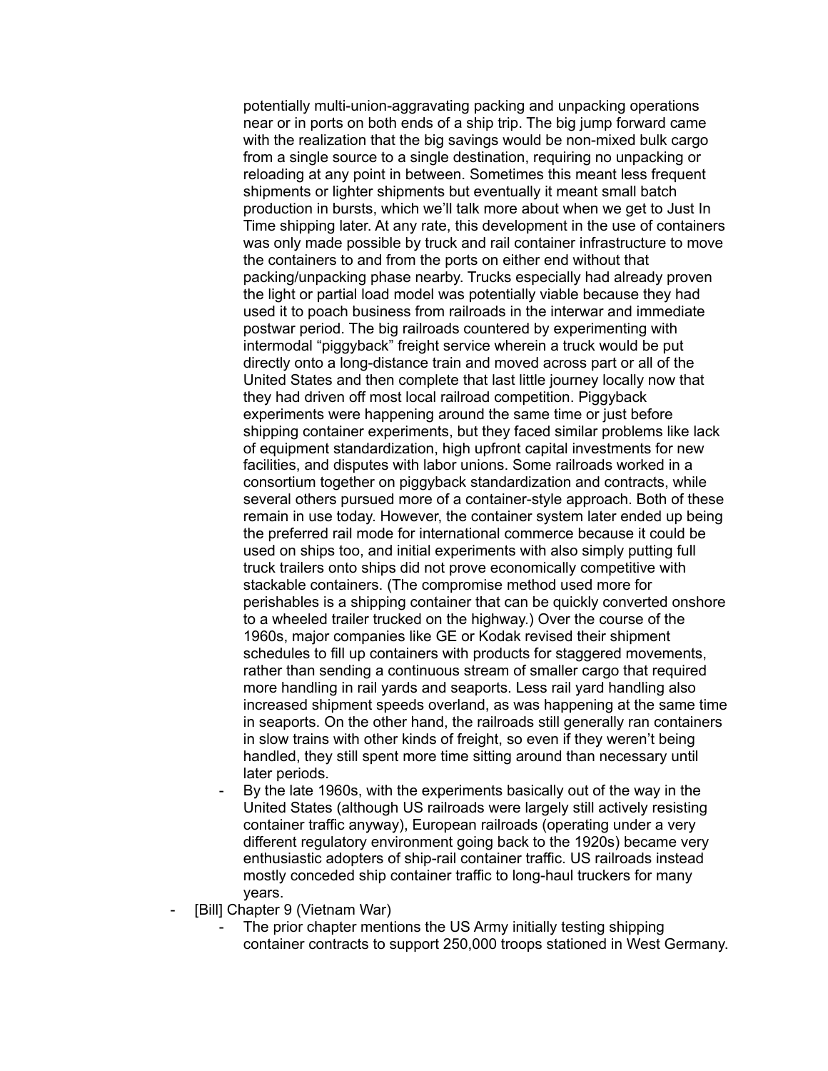potentially multi-union-aggravating packing and unpacking operations near or in ports on both ends of a ship trip. The big jump forward came with the realization that the big savings would be non-mixed bulk cargo from a single source to a single destination, requiring no unpacking or reloading at any point in between. Sometimes this meant less frequent shipments or lighter shipments but eventually it meant small batch production in bursts, which we'll talk more about when we get to Just In Time shipping later. At any rate, this development in the use of containers was only made possible by truck and rail container infrastructure to move the containers to and from the ports on either end without that packing/unpacking phase nearby. Trucks especially had already proven the light or partial load model was potentially viable because they had used it to poach business from railroads in the interwar and immediate postwar period. The big railroads countered by experimenting with intermodal "piggyback" freight service wherein a truck would be put directly onto a long-distance train and moved across part or all of the United States and then complete that last little journey locally now that they had driven off most local railroad competition. Piggyback experiments were happening around the same time or just before shipping container experiments, but they faced similar problems like lack of equipment standardization, high upfront capital investments for new facilities, and disputes with labor unions. Some railroads worked in a consortium together on piggyback standardization and contracts, while several others pursued more of a container-style approach. Both of these remain in use today. However, the container system later ended up being the preferred rail mode for international commerce because it could be used on ships too, and initial experiments with also simply putting full truck trailers onto ships did not prove economically competitive with stackable containers. (The compromise method used more for perishables is a shipping container that can be quickly converted onshore to a wheeled trailer trucked on the highway.) Over the course of the 1960s, major companies like GE or Kodak revised their shipment schedules to fill up containers with products for staggered movements, rather than sending a continuous stream of smaller cargo that required more handling in rail yards and seaports. Less rail yard handling also increased shipment speeds overland, as was happening at the same time in seaports. On the other hand, the railroads still generally ran containers in slow trains with other kinds of freight, so even if they weren't being handled, they still spent more time sitting around than necessary until later periods.

  - By the late 1960s, with the experiments basically out of the way in the United States (although US railroads were largely still actively resisting container traffic anyway), European railroads (operating under a very different regulatory environment going back to the 1920s) became very enthusiastic adopters of ship-rail container traffic. US railroads instead mostly conceded ship container traffic to long-haul truckers for many years.

- [Bill] Chapter 9 (Vietnam War)
  - The prior chapter mentions the US Army initially testing shipping container contracts to support 250,000 troops stationed in West Germany.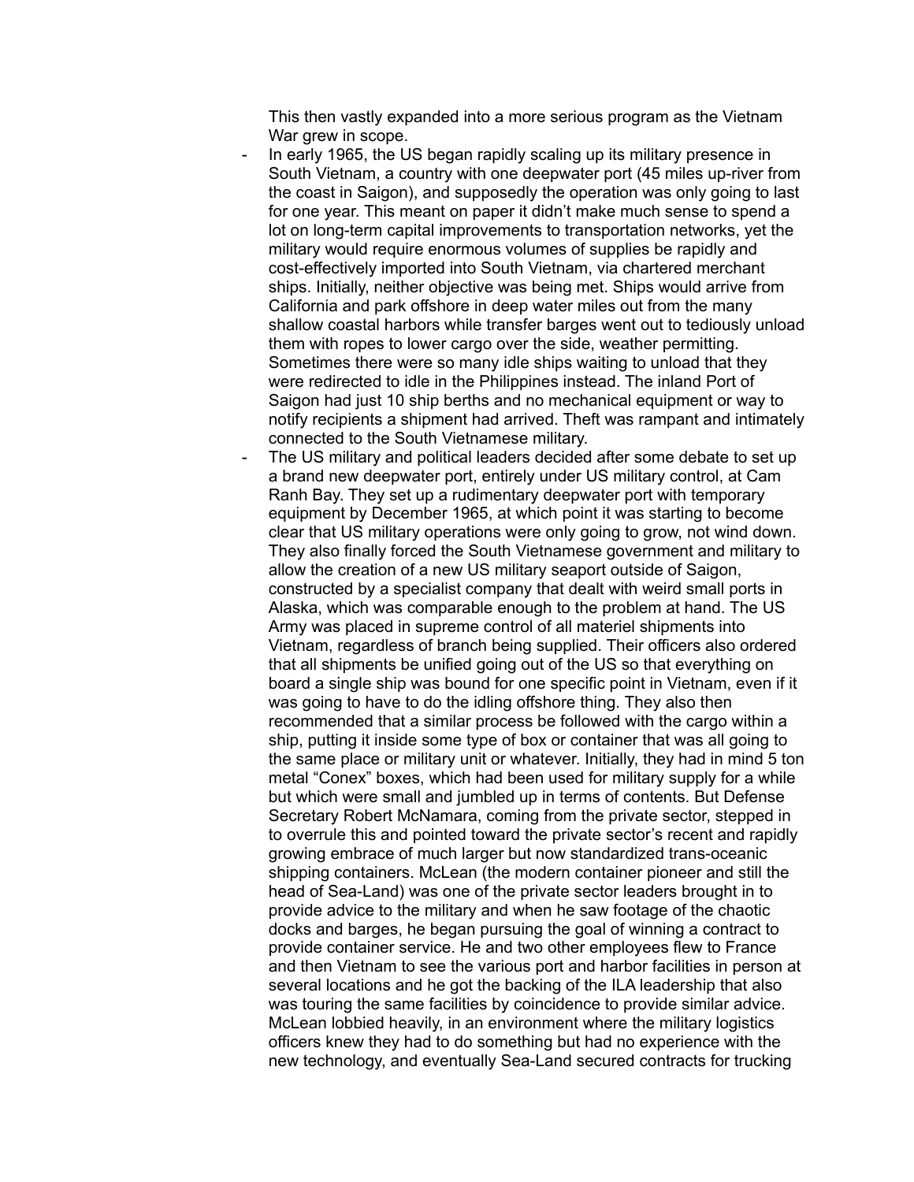This then vastly expanded into a more serious program as the Vietnam War grew in scope.

- In early 1965, the US began rapidly scaling up its military presence in South Vietnam, a country with one deepwater port (45 miles up-river from the coast in Saigon), and supposedly the operation was only going to last for one year. This meant on paper it didn't make much sense to spend a lot on long-term capital improvements to transportation networks, yet the military would require enormous volumes of supplies be rapidly and cost-effectively imported into South Vietnam, via chartered merchant ships. Initially, neither objective was being met. Ships would arrive from California and park offshore in deep water miles out from the many shallow coastal harbors while transfer barges went out to tediously unload them with ropes to lower cargo over the side, weather permitting. Sometimes there were so many idle ships waiting to unload that they were redirected to idle in the Philippines instead. The inland Port of Saigon had just 10 ship berths and no mechanical equipment or way to notify recipients a shipment had arrived. Theft was rampant and intimately connected to the South Vietnamese military.
- The US military and political leaders decided after some debate to set up a brand new deepwater port, entirely under US military control, at Cam Ranh Bay. They set up a rudimentary deepwater port with temporary equipment by December 1965, at which point it was starting to become clear that US military operations were only going to grow, not wind down. They also finally forced the South Vietnamese government and military to allow the creation of a new US military seaport outside of Saigon, constructed by a specialist company that dealt with weird small ports in Alaska, which was comparable enough to the problem at hand. The US Army was placed in supreme control of all materiel shipments into Vietnam, regardless of branch being supplied. Their officers also ordered that all shipments be unified going out of the US so that everything on board a single ship was bound for one specific point in Vietnam, even if it was going to have to do the idling offshore thing. They also then recommended that a similar process be followed with the cargo within a ship, putting it inside some type of box or container that was all going to the same place or military unit or whatever. Initially, they had in mind 5 ton metal "Conex" boxes, which had been used for military supply for a while but which were small and jumbled up in terms of contents. But Defense Secretary Robert McNamara, coming from the private sector, stepped in to overrule this and pointed toward the private sector's recent and rapidly growing embrace of much larger but now standardized trans-oceanic shipping containers. McLean (the modern container pioneer and still the head of Sea-Land) was one of the private sector leaders brought in to provide advice to the military and when he saw footage of the chaotic docks and barges, he began pursuing the goal of winning a contract to provide container service. He and two other employees flew to France and then Vietnam to see the various port and harbor facilities in person at several locations and he got the backing of the ILA leadership that also was touring the same facilities by coincidence to provide similar advice. McLean lobbied heavily, in an environment where the military logistics officers knew they had to do something but had no experience with the new technology, and eventually Sea-Land secured contracts for trucking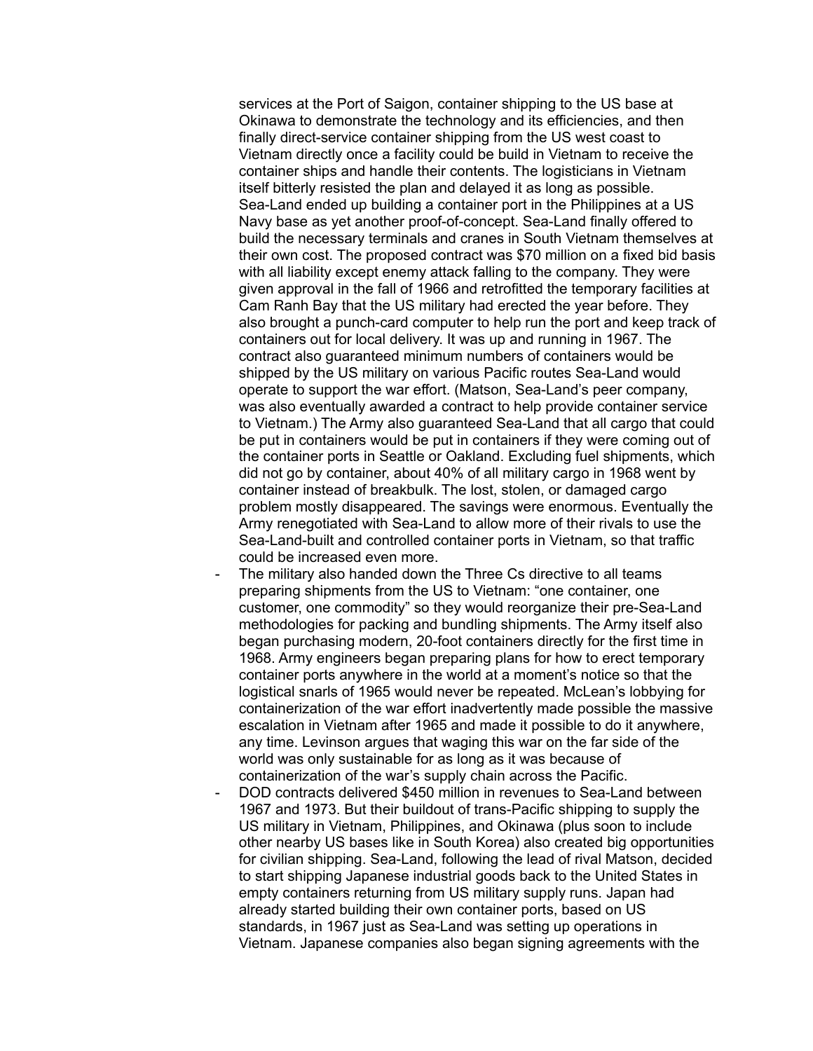services at the Port of Saigon, container shipping to the US base at Okinawa to demonstrate the technology and its efficiencies, and then finally direct-service container shipping from the US west coast to Vietnam directly once a facility could be build in Vietnam to receive the container ships and handle their contents. The logisticians in Vietnam itself bitterly resisted the plan and delayed it as long as possible. Sea-Land ended up building a container port in the Philippines at a US Navy base as yet another proof-of-concept. Sea-Land finally offered to build the necessary terminals and cranes in South Vietnam themselves at their own cost. The proposed contract was $70 million on a fixed bid basis with all liability except enemy attack falling to the company. They were given approval in the fall of 1966 and retrofitted the temporary facilities at Cam Ranh Bay that the US military had erected the year before. They also brought a punch-card computer to help run the port and keep track of containers out for local delivery. It was up and running in 1967. The contract also guaranteed minimum numbers of containers would be shipped by the US military on various Pacific routes Sea-Land would operate to support the war effort. (Matson, Sea-Land's peer company, was also eventually awarded a contract to help provide container service to Vietnam.) The Army also guaranteed Sea-Land that all cargo that could be put in containers would be put in containers if they were coming out of the container ports in Seattle or Oakland. Excluding fuel shipments, which did not go by container, about 40% of all military cargo in 1968 went by container instead of breakbulk. The lost, stolen, or damaged cargo problem mostly disappeared. The savings were enormous. Eventually the Army renegotiated with Sea-Land to allow more of their rivals to use the Sea-Land-built and controlled container ports in Vietnam, so that traffic could be increased even more.

- The military also handed down the Three Cs directive to all teams preparing shipments from the US to Vietnam: "one container, one customer, one commodity" so they would reorganize their pre-Sea-Land methodologies for packing and bundling shipments. The Army itself also began purchasing modern, 20-foot containers directly for the first time in 1968. Army engineers began preparing plans for how to erect temporary container ports anywhere in the world at a moment's notice so that the logistical snarls of 1965 would never be repeated. McLean's lobbying for containerization of the war effort inadvertently made possible the massive escalation in Vietnam after 1965 and made it possible to do it anywhere, any time. Levinson argues that waging this war on the far side of the world was only sustainable for as long as it was because of containerization of the war's supply chain across the Pacific.
- DOD contracts delivered $450 million in revenues to Sea-Land between 1967 and 1973. But their buildout of trans-Pacific shipping to supply the US military in Vietnam, Philippines, and Okinawa (plus soon to include other nearby US bases like in South Korea) also created big opportunities for civilian shipping. Sea-Land, following the lead of rival Matson, decided to start shipping Japanese industrial goods back to the United States in empty containers returning from US military supply runs. Japan had already started building their own container ports, based on US standards, in 1967 just as Sea-Land was setting up operations in Vietnam. Japanese companies also began signing agreements with the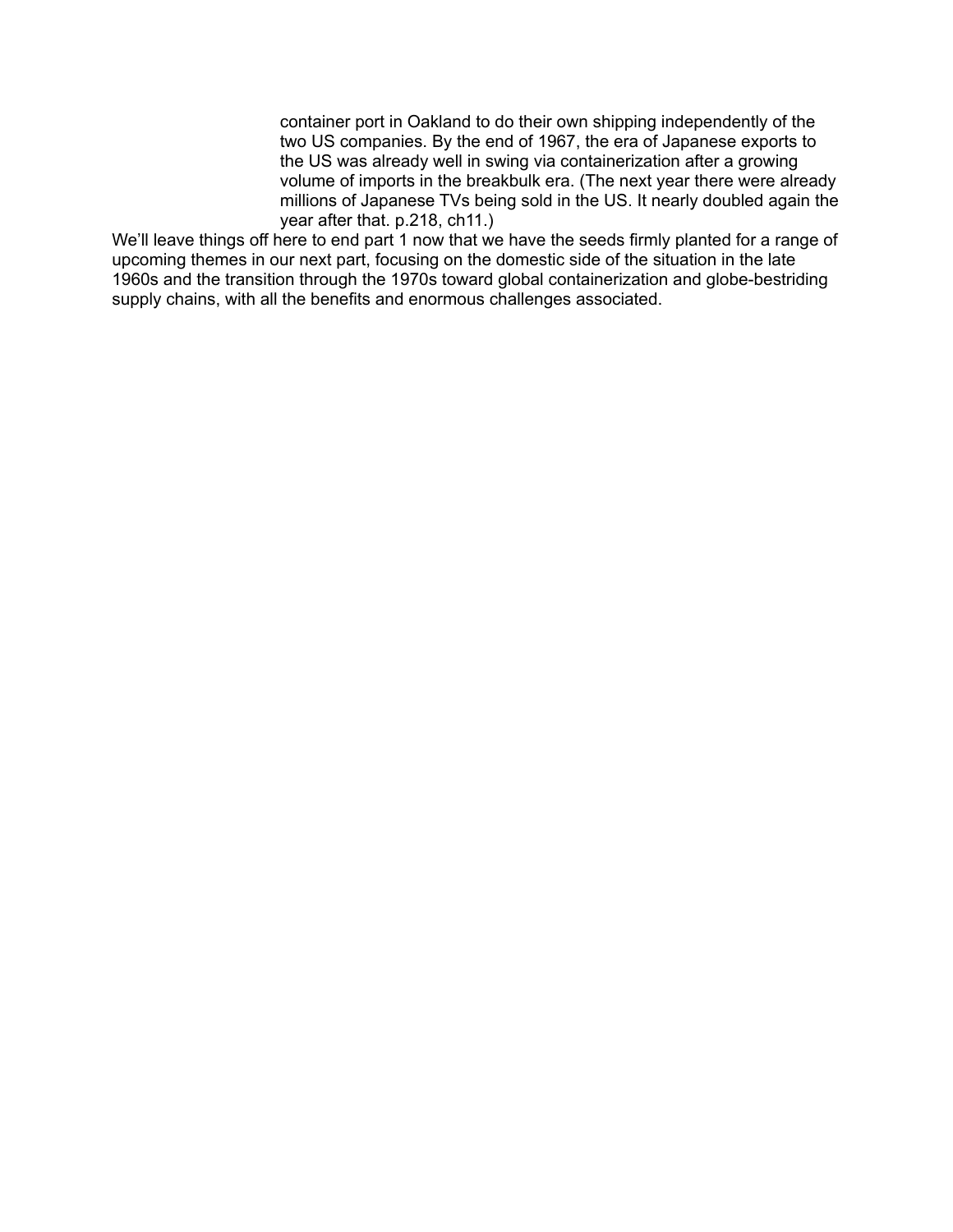container port in Oakland to do their own shipping independently of the two US companies. By the end of 1967, the era of Japanese exports to the US was already well in swing via containerization after a growing volume of imports in the breakbulk era. (The next year there were already millions of Japanese TVs being sold in the US. It nearly doubled again the year after that. p.218, ch11.)

We'll leave things off here to end part 1 now that we have the seeds firmly planted for a range of upcoming themes in our next part, focusing on the domestic side of the situation in the late 1960s and the transition through the 1970s toward global containerization and globe-bestriding supply chains, with all the benefits and enormous challenges associated.